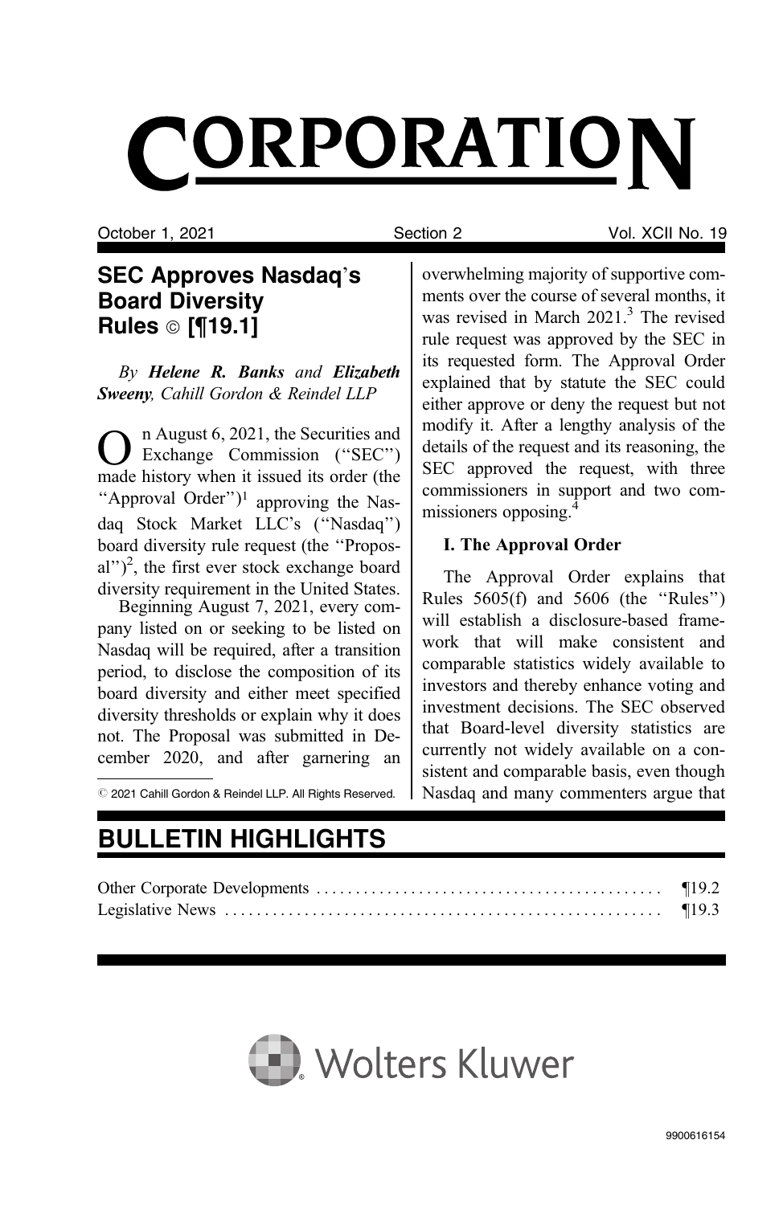# CORPORATION

October 1, 2021 Section 2 Vol. XCII No. 19

## SEC Approves Nasdaq's Board Diversity Rules © [¶19.1]

*By* ***Helene R. Banks*** *and* ***Elizabeth Sweeny****, Cahill Gordon & Reindel LLP*

On August 6, 2021, the Securities and Exchange Commission (''SEC'') made history when it issued its order (the ''Approval Order'')[1] approving the Nasdaq Stock Market LLC's (''Nasdaq'') board diversity rule request (the ''Proposal'')[2], the first ever stock exchange board diversity requirement in the United States.

Beginning August 7, 2021, every company listed on or seeking to be listed on Nasdaq will be required, after a transition period, to disclose the composition of its board diversity and either meet specified diversity thresholds or explain why it does not. The Proposal was submitted in December 2020, and after garnering an overwhelming majority of supportive comments over the course of several months, it was revised in March 2021.[3] The revised rule request was approved by the SEC in its requested form. The Approval Order explained that by statute the SEC could either approve or deny the request but not modify it. After a lengthy analysis of the details of the request and its reasoning, the SEC approved the request, with three commissioners in support and two commissioners opposing.[4]

© 2021 Cahill Gordon & Reindel LLP. All Rights Reserved.

### I. The Approval Order

The Approval Order explains that Rules 5605(f) and 5606 (the ''Rules'') will establish a disclosure-based framework that will make consistent and comparable statistics widely available to investors and thereby enhance voting and investment decisions. The SEC observed that Board-level diversity statistics are currently not widely available on a consistent and comparable basis, even though Nasdaq and many commenters argue that

## BULLETIN HIGHLIGHTS

Other Corporate Developments .......................................... ¶19.2
Legislative News ....................................................... ¶19.3

Wolters Kluwer

9900616154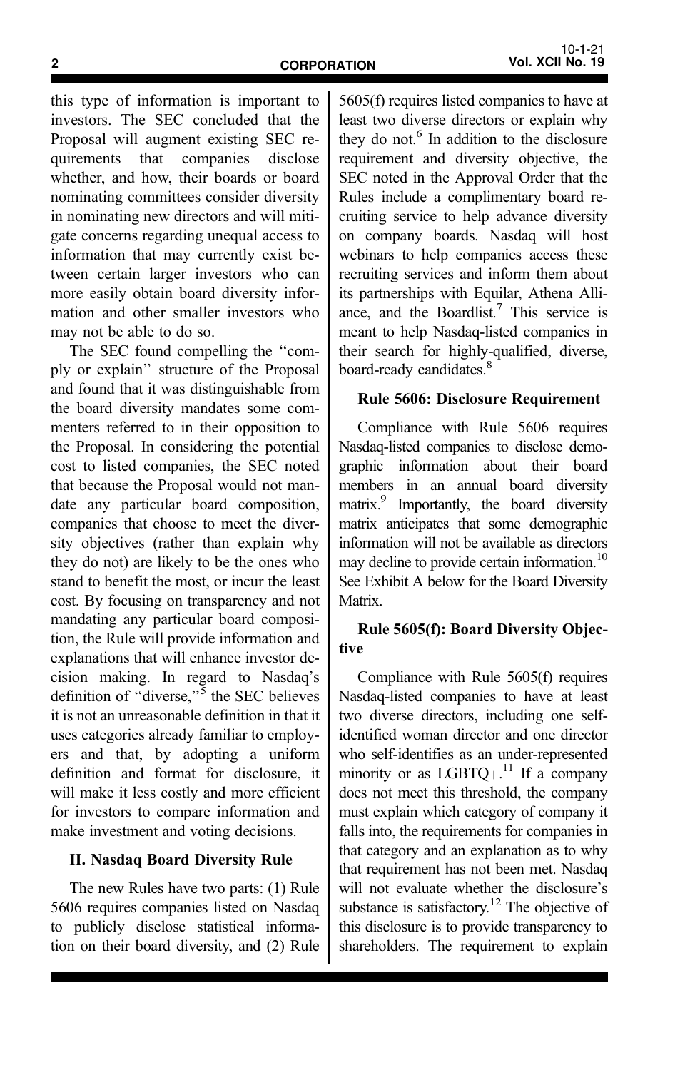this type of information is important to investors. The SEC concluded that the Proposal will augment existing SEC requirements that companies disclose whether, and how, their boards or board nominating committees consider diversity in nominating new directors and will mitigate concerns regarding unequal access to information that may currently exist between certain larger investors who can more easily obtain board diversity information and other smaller investors who may not be able to do so.

The SEC found compelling the "comply or explain" structure of the Proposal and found that it was distinguishable from the board diversity mandates some commenters referred to in their opposition to the Proposal. In considering the potential cost to listed companies, the SEC noted that because the Proposal would not mandate any particular board composition, companies that choose to meet the diversity objectives (rather than explain why they do not) are likely to be the ones who stand to benefit the most, or incur the least cost. By focusing on transparency and not mandating any particular board composition, the Rule will provide information and explanations that will enhance investor decision making. In regard to Nasdaq's definition of "diverse,"[5] the SEC believes it is not an unreasonable definition in that it uses categories already familiar to employers and that, by adopting a uniform definition and format for disclosure, it will make it less costly and more efficient for investors to compare information and make investment and voting decisions.

## II. Nasdaq Board Diversity Rule

The new Rules have two parts: (1) Rule 5606 requires companies listed on Nasdaq to publicly disclose statistical information on their board diversity, and (2) Rule 5605(f) requires listed companies to have at least two diverse directors or explain why they do not.[6] In addition to the disclosure requirement and diversity objective, the SEC noted in the Approval Order that the Rules include a complimentary board recruiting service to help advance diversity on company boards. Nasdaq will host webinars to help companies access these recruiting services and inform them about its partnerships with Equilar, Athena Alliance, and the Boardlist.[7] This service is meant to help Nasdaq-listed companies in their search for highly-qualified, diverse, board-ready candidates.[8]

### Rule 5606: Disclosure Requirement

Compliance with Rule 5606 requires Nasdaq-listed companies to disclose demographic information about their board members in an annual board diversity matrix.[9] Importantly, the board diversity matrix anticipates that some demographic information will not be available as directors may decline to provide certain information.[10] See Exhibit A below for the Board Diversity Matrix.

### Rule 5605(f): Board Diversity Objective

Compliance with Rule 5605(f) requires Nasdaq-listed companies to have at least two diverse directors, including one self-identified woman director and one director who self-identifies as an under-represented minority or as LGBTQ+.[11] If a company does not meet this threshold, the company must explain which category of company it falls into, the requirements for companies in that category and an explanation as to why that requirement has not been met. Nasdaq will not evaluate whether the disclosure's substance is satisfactory.[12] The objective of this disclosure is to provide transparency to shareholders. The requirement to explain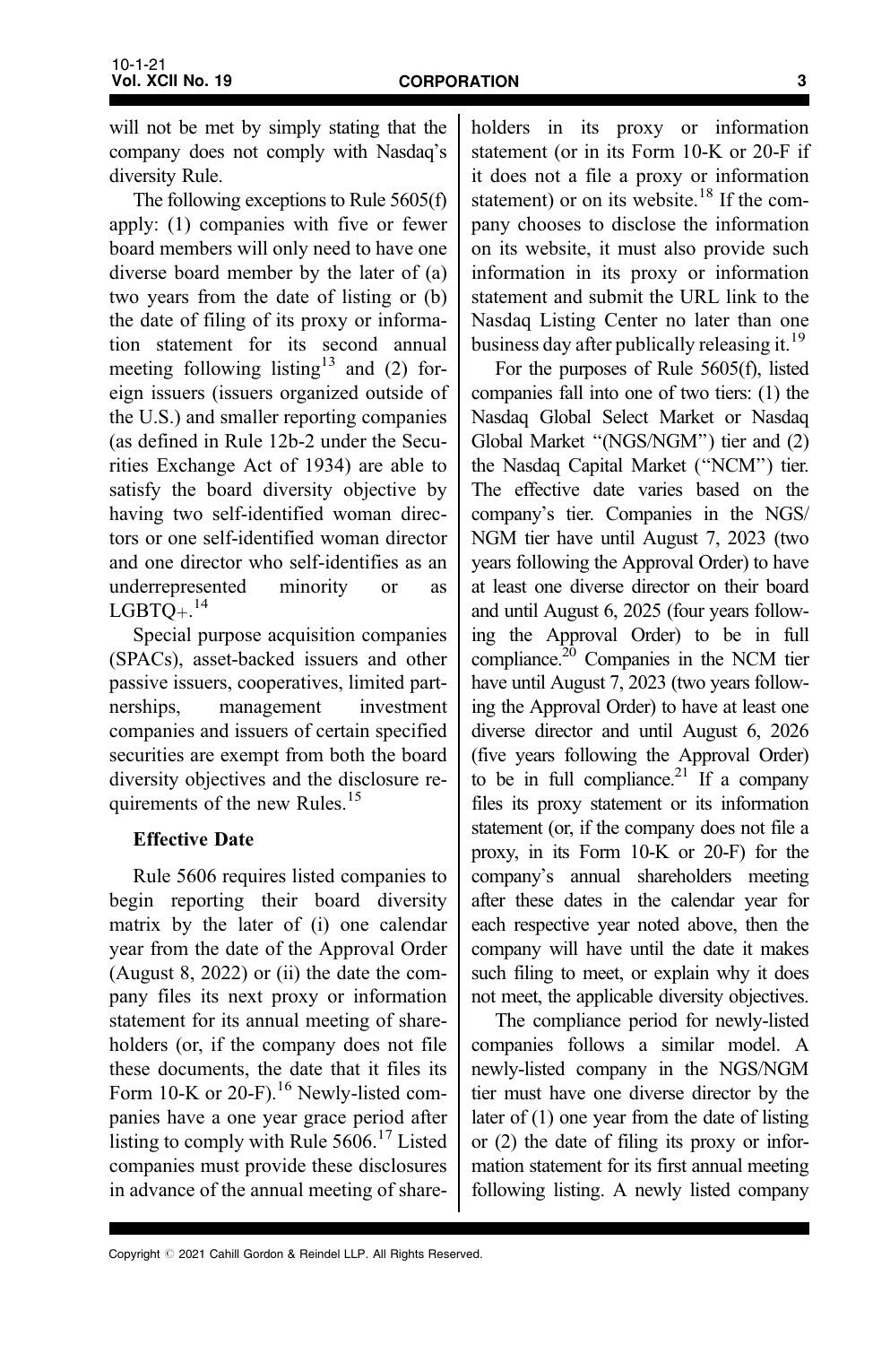will not be met by simply stating that the company does not comply with Nasdaq's diversity Rule.

The following exceptions to Rule 5605(f) apply: (1) companies with five or fewer board members will only need to have one diverse board member by the later of (a) two years from the date of listing or (b) the date of filing of its proxy or information statement for its second annual meeting following listing[13] and (2) foreign issuers (issuers organized outside of the U.S.) and smaller reporting companies (as defined in Rule 12b-2 under the Securities Exchange Act of 1934) are able to satisfy the board diversity objective by having two self-identified woman directors or one self-identified woman director and one director who self-identifies as an underrepresented minority or as LGBTQ+.[14]

Special purpose acquisition companies (SPACs), asset-backed issuers and other passive issuers, cooperatives, limited partnerships, management investment companies and issuers of certain specified securities are exempt from both the board diversity objectives and the disclosure requirements of the new Rules.[15]

**Effective Date**

Rule 5606 requires listed companies to begin reporting their board diversity matrix by the later of (i) one calendar year from the date of the Approval Order (August 8, 2022) or (ii) the date the company files its next proxy or information statement for its annual meeting of shareholders (or, if the company does not file these documents, the date that it files its Form 10-K or 20-F).[16] Newly-listed companies have a one year grace period after listing to comply with Rule 5606.[17] Listed companies must provide these disclosures in advance of the annual meeting of shareholders in its proxy or information statement (or in its Form 10-K or 20-F if it does not a file a proxy or information statement) or on its website.[18] If the company chooses to disclose the information on its website, it must also provide such information in its proxy or information statement and submit the URL link to the Nasdaq Listing Center no later than one business day after publically releasing it.[19]

For the purposes of Rule 5605(f), listed companies fall into one of two tiers: (1) the Nasdaq Global Select Market or Nasdaq Global Market "(NGS/NGM") tier and (2) the Nasdaq Capital Market ("NCM") tier. The effective date varies based on the company's tier. Companies in the NGS/NGM tier have until August 7, 2023 (two years following the Approval Order) to have at least one diverse director on their board and until August 6, 2025 (four years following the Approval Order) to be in full compliance.[20] Companies in the NCM tier have until August 7, 2023 (two years following the Approval Order) to have at least one diverse director and until August 6, 2026 (five years following the Approval Order) to be in full compliance.[21] If a company files its proxy statement or its information statement (or, if the company does not file a proxy, in its Form 10-K or 20-F) for the company's annual shareholders meeting after these dates in the calendar year for each respective year noted above, then the company will have until the date it makes such filing to meet, or explain why it does not meet, the applicable diversity objectives.

The compliance period for newly-listed companies follows a similar model. A newly-listed company in the NGS/NGM tier must have one diverse director by the later of (1) one year from the date of listing or (2) the date of filing its proxy or information statement for its first annual meeting following listing. A newly listed company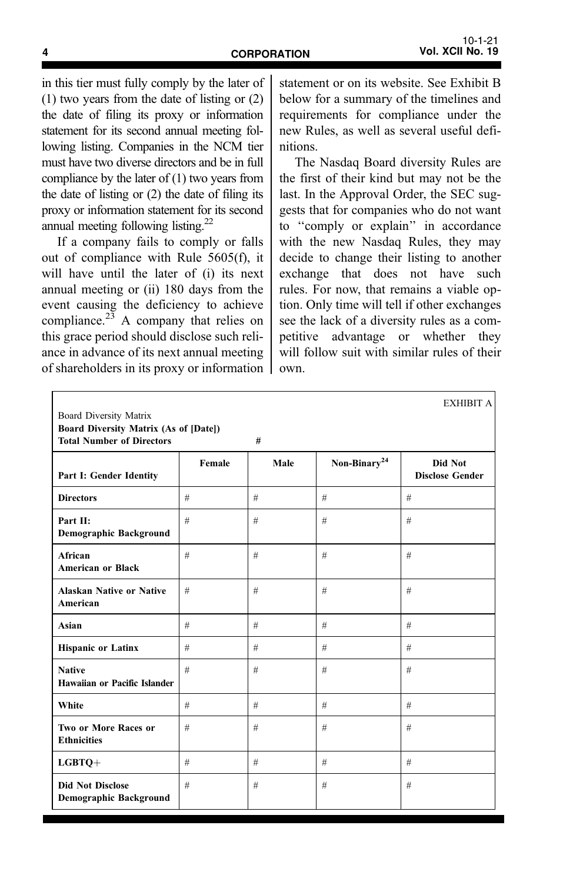in this tier must fully comply by the later of (1) two years from the date of listing or (2) the date of filing its proxy or information statement for its second annual meeting following listing. Companies in the NCM tier must have two diverse directors and be in full compliance by the later of (1) two years from the date of listing or (2) the date of filing its proxy or information statement for its second annual meeting following listing.[22]

If a company fails to comply or falls out of compliance with Rule 5605(f), it will have until the later of (i) its next annual meeting or (ii) 180 days from the event causing the deficiency to achieve compliance.[23] A company that relies on this grace period should disclose such reliance in advance of its next annual meeting of shareholders in its proxy or information statement or on its website. See Exhibit B below for a summary of the timelines and requirements for compliance under the new Rules, as well as several useful definitions.

The Nasdaq Board diversity Rules are the first of their kind but may not be the last. In the Approval Order, the SEC suggests that for companies who do not want to ''comply or explain'' in accordance with the new Nasdaq Rules, they may decide to change their listing to another exchange that does not have such rules. For now, that remains a viable option. Only time will tell if other exchanges see the lack of a diversity rules as a competitive advantage or whether they will follow suit with similar rules of their own.

EXHIBIT A

Board Diversity Matrix

**Board Diversity Matrix (As of [Date])**

| **Total Number of Directors** | **#** | | | |
|---|---|---|---|---|
| **Part I: Gender Identity** | **Female** | **Male** | **Non-Binary[24]** | **Did Not Disclose Gender** |
| **Directors** | # | # | # | # |
| **Part II: Demographic Background** | # | # | # | # |
| **African American or Black** | # | # | # | # |
| **Alaskan Native or Native American** | # | # | # | # |
| **Asian** | # | # | # | # |
| **Hispanic or Latinx** | # | # | # | # |
| **Native Hawaiian or Pacific Islander** | # | # | # | # |
| **White** | # | # | # | # |
| **Two or More Races or Ethnicities** | # | # | # | # |
| **LGBTQ+** | # | # | # | # |
| **Did Not Disclose Demographic Background** | # | # | # | # |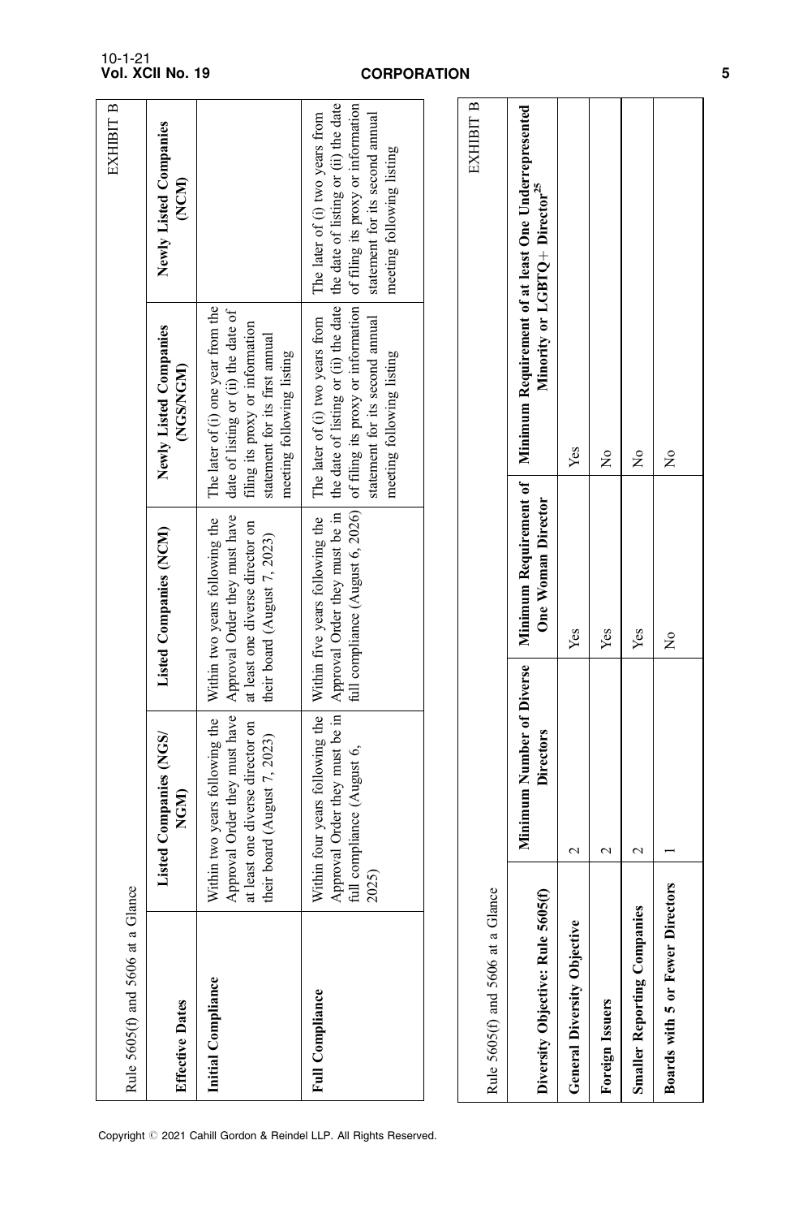EXHIBIT B

Rule 5605(f) and 5606 at a Glance

| Effective Dates | Listed Companies (NGS/NGM) | Listed Companies (NCM) | Newly Listed Companies (NGS/NGM) | Newly Listed Companies (NCM) |
| --- | --- | --- | --- | --- |
| **Initial Compliance** | Within two years following the Approval Order they must have at least one diverse director on their board (August 7, 2023) | Within two years following the Approval Order they must have at least one diverse director on their board (August 7, 2023) | The later of (i) one year from the date of listing or (ii) the date of filing its proxy or information statement for its first annual meeting following listing | |
| **Full Compliance** | Within four years following the Approval Order they must be in full compliance (August 6, 2025) | Within five years following the Approval Order they must be in full compliance (August 6, 2026) | The later of (i) two years from the date of listing or (ii) the date of filing its proxy or information statement for its second annual meeting following listing | The later of (i) two years from the date of listing or (ii) the date of filing its proxy or information statement for its second annual meeting following listing |

EXHIBIT B

Rule 5605(f) and 5606 at a Glance

| Diversity Objective: Rule 5605(f) | Minimum Number of Diverse Directors | Minimum Requirement of One Woman Director | Minimum Requirement of at least One Underrepresented Minority or LGBTQ+ Director[25] |
| --- | --- | --- | --- |
| **General Diversity Objective** | 2 | Yes | Yes |
| **Foreign Issuers** | 2 | Yes | No |
| **Smaller Reporting Companies** | 2 | Yes | No |
| **Boards with 5 or Fewer Directors** | 1 | No | No |

Copyright © 2021 Cahill Gordon & Reindel LLP. All Rights Reserved.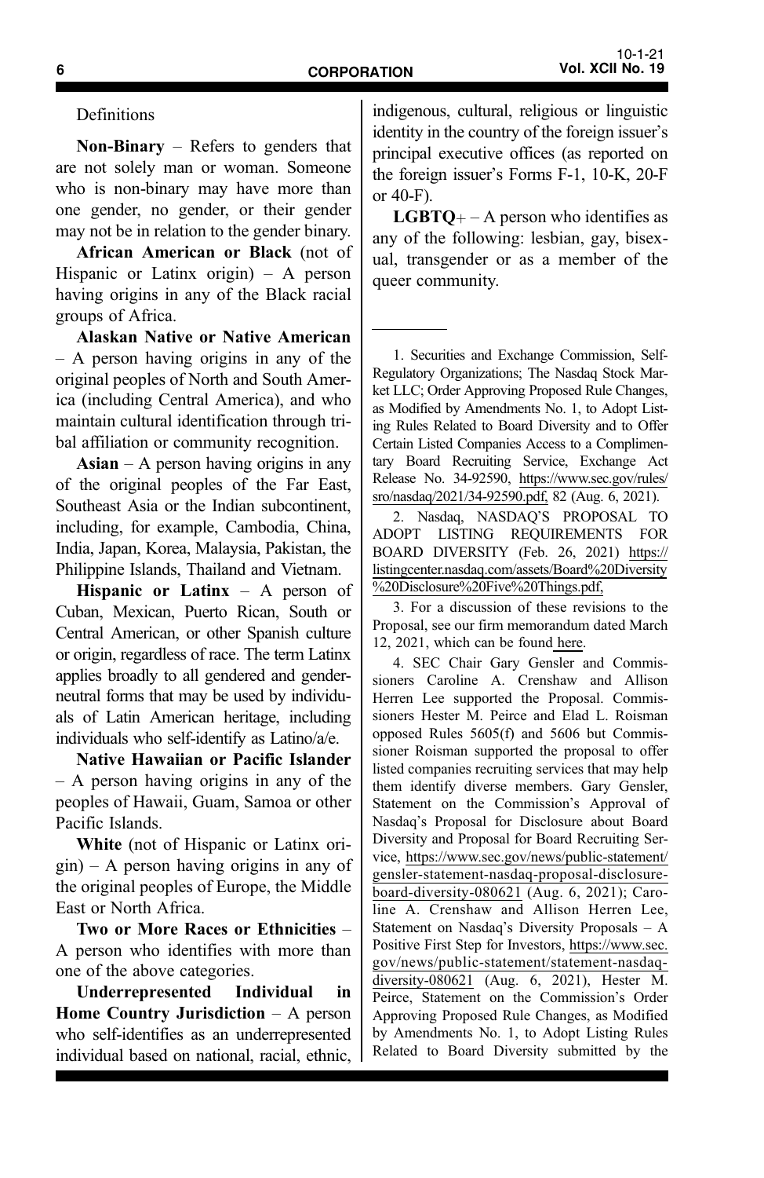Definitions

**Non-Binary** – Refers to genders that are not solely man or woman. Someone who is non-binary may have more than one gender, no gender, or their gender may not be in relation to the gender binary.

**African American or Black** (not of Hispanic or Latinx origin) – A person having origins in any of the Black racial groups of Africa.

**Alaskan Native or Native American** – A person having origins in any of the original peoples of North and South America (including Central America), and who maintain cultural identification through tribal affiliation or community recognition.

**Asian** – A person having origins in any of the original peoples of the Far East, Southeast Asia or the Indian subcontinent, including, for example, Cambodia, China, India, Japan, Korea, Malaysia, Pakistan, the Philippine Islands, Thailand and Vietnam.

**Hispanic or Latinx** – A person of Cuban, Mexican, Puerto Rican, South or Central American, or other Spanish culture or origin, regardless of race. The term Latinx applies broadly to all gendered and gender-neutral forms that may be used by individuals of Latin American heritage, including individuals who self-identify as Latino/a/e.

**Native Hawaiian or Pacific Islander** – A person having origins in any of the peoples of Hawaii, Guam, Samoa or other Pacific Islands.

**White** (not of Hispanic or Latinx origin) – A person having origins in any of the original peoples of Europe, the Middle East or North Africa.

**Two or More Races or Ethnicities** – A person who identifies with more than one of the above categories.

**Underrepresented Individual in Home Country Jurisdiction** – A person who self-identifies as an underrepresented individual based on national, racial, ethnic, indigenous, cultural, religious or linguistic identity in the country of the foreign issuer's principal executive offices (as reported on the foreign issuer's Forms F-1, 10-K, 20-F or 40-F).

**LGBTQ+** – A person who identifies as any of the following: lesbian, gay, bisexual, transgender or as a member of the queer community.

---

1. Securities and Exchange Commission, Self-Regulatory Organizations; The Nasdaq Stock Market LLC; Order Approving Proposed Rule Changes, as Modified by Amendments No. 1, to Adopt Listing Rules Related to Board Diversity and to Offer Certain Listed Companies Access to a Complimentary Board Recruiting Service, Exchange Act Release No. 34-92590, https://www.sec.gov/rules/sro/nasdaq/2021/34-92590.pdf, 82 (Aug. 6, 2021).

2. Nasdaq, NASDAQ'S PROPOSAL TO ADOPT LISTING REQUIREMENTS FOR BOARD DIVERSITY (Feb. 26, 2021) https://listingcenter.nasdaq.com/assets/Board%20Diversity%20Disclosure%20Five%20Things.pdf,

3. For a discussion of these revisions to the Proposal, see our firm memorandum dated March 12, 2021, which can be found here.

4. SEC Chair Gary Gensler and Commissioners Caroline A. Crenshaw and Allison Herren Lee supported the Proposal. Commissioners Hester M. Peirce and Elad L. Roisman opposed Rules 5605(f) and 5606 but Commissioner Roisman supported the proposal to offer listed companies recruiting services that may help them identify diverse members. Gary Gensler, Statement on the Commission's Approval of Nasdaq's Proposal for Disclosure about Board Diversity and Proposal for Board Recruiting Service, https://www.sec.gov/news/public-statement/gensler-statement-nasdaq-proposal-disclosure-board-diversity-080621 (Aug. 6, 2021); Caroline A. Crenshaw and Allison Herren Lee, Statement on Nasdaq's Diversity Proposals – A Positive First Step for Investors, https://www.sec.gov/news/public-statement/statement-nasdaq-diversity-080621 (Aug. 6, 2021), Hester M. Peirce, Statement on the Commission's Order Approving Proposed Rule Changes, as Modified by Amendments No. 1, to Adopt Listing Rules Related to Board Diversity submitted by the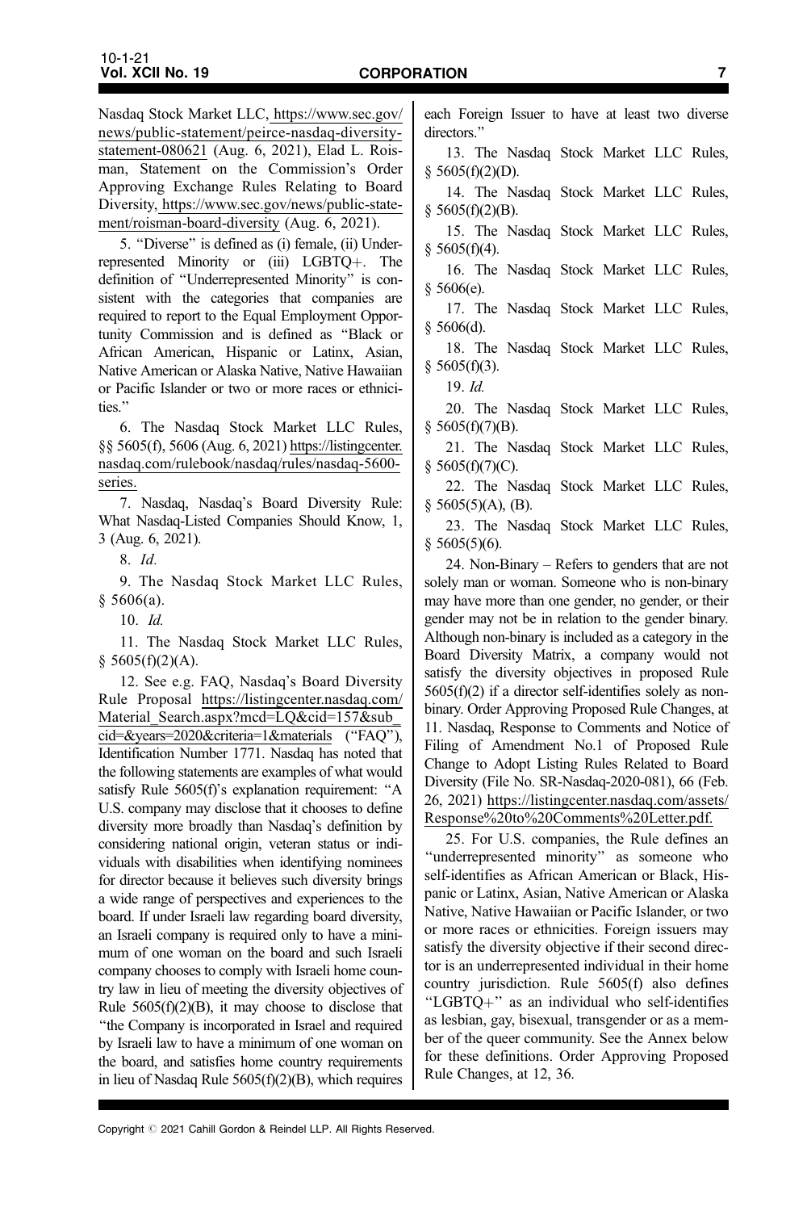Nasdaq Stock Market LLC, https://www.sec.gov/news/public-statement/peirce-nasdaq-diversity-statement-080621 (Aug. 6, 2021), Elad L. Roisman, Statement on the Commission's Order Approving Exchange Rules Relating to Board Diversity, https://www.sec.gov/news/public-statement/roisman-board-diversity (Aug. 6, 2021).

5. "Diverse" is defined as (i) female, (ii) Underrepresented Minority or (iii) LGBTQ+. The definition of "Underrepresented Minority" is consistent with the categories that companies are required to report to the Equal Employment Opportunity Commission and is defined as "Black or African American, Hispanic or Latinx, Asian, Native American or Alaska Native, Native Hawaiian or Pacific Islander or two or more races or ethnicities."

6. The Nasdaq Stock Market LLC Rules, §§ 5605(f), 5606 (Aug. 6, 2021) https://listingcenter.nasdaq.com/rulebook/nasdaq/rules/nasdaq-5600-series.

7. Nasdaq, Nasdaq's Board Diversity Rule: What Nasdaq-Listed Companies Should Know, 1, 3 (Aug. 6, 2021).

8. *Id.*

9. The Nasdaq Stock Market LLC Rules, § 5606(a).

10. *Id.*

11. The Nasdaq Stock Market LLC Rules, § 5605(f)(2)(A).

12. See e.g. FAQ, Nasdaq's Board Diversity Rule Proposal https://listingcenter.nasdaq.com/Material_Search.aspx?mcd=LQ&cid=157&sub_cid=&years=2020&criteria=1&materials ("FAQ"), Identification Number 1771. Nasdaq has noted that the following statements are examples of what would satisfy Rule 5605(f)'s explanation requirement: "A U.S. company may disclose that it chooses to define diversity more broadly than Nasdaq's definition by considering national origin, veteran status or individuals with disabilities when identifying nominees for director because it believes such diversity brings a wide range of perspectives and experiences to the board. If under Israeli law regarding board diversity, an Israeli company is required only to have a minimum of one woman on the board and such Israeli company chooses to comply with Israeli home country law in lieu of meeting the diversity objectives of Rule 5605(f)(2)(B), it may choose to disclose that "the Company is incorporated in Israel and required by Israeli law to have a minimum of one woman on the board, and satisfies home country requirements in lieu of Nasdaq Rule 5605(f)(2)(B), which requires each Foreign Issuer to have at least two diverse directors."

13. The Nasdaq Stock Market LLC Rules, § 5605(f)(2)(D).

14. The Nasdaq Stock Market LLC Rules, § 5605(f)(2)(B).

15. The Nasdaq Stock Market LLC Rules, § 5605(f)(4).

16. The Nasdaq Stock Market LLC Rules, § 5606(e).

17. The Nasdaq Stock Market LLC Rules, § 5606(d).

18. The Nasdaq Stock Market LLC Rules, § 5605(f)(3).

19. *Id.*

20. The Nasdaq Stock Market LLC Rules, § 5605(f)(7)(B).

21. The Nasdaq Stock Market LLC Rules, § 5605(f)(7)(C).

22. The Nasdaq Stock Market LLC Rules, § 5605(5)(A), (B).

23. The Nasdaq Stock Market LLC Rules, § 5605(5)(6).

24. Non-Binary – Refers to genders that are not solely man or woman. Someone who is non-binary may have more than one gender, no gender, or their gender may not be in relation to the gender binary. Although non-binary is included as a category in the Board Diversity Matrix, a company would not satisfy the diversity objectives in proposed Rule 5605(f)(2) if a director self-identifies solely as non-binary. Order Approving Proposed Rule Changes, at 11. Nasdaq, Response to Comments and Notice of Filing of Amendment No.1 of Proposed Rule Change to Adopt Listing Rules Related to Board Diversity (File No. SR-Nasdaq-2020-081), 66 (Feb. 26, 2021) https://listingcenter.nasdaq.com/assets/Response%20to%20Comments%20Letter.pdf.

25. For U.S. companies, the Rule defines an "underrepresented minority" as someone who self-identifies as African American or Black, Hispanic or Latinx, Asian, Native American or Alaska Native, Native Hawaiian or Pacific Islander, or two or more races or ethnicities. Foreign issuers may satisfy the diversity objective if their second director is an underrepresented individual in their home country jurisdiction. Rule 5605(f) also defines "LGBTQ+" as an individual who self-identifies as lesbian, gay, bisexual, transgender or as a member of the queer community. See the Annex below for these definitions. Order Approving Proposed Rule Changes, at 12, 36.